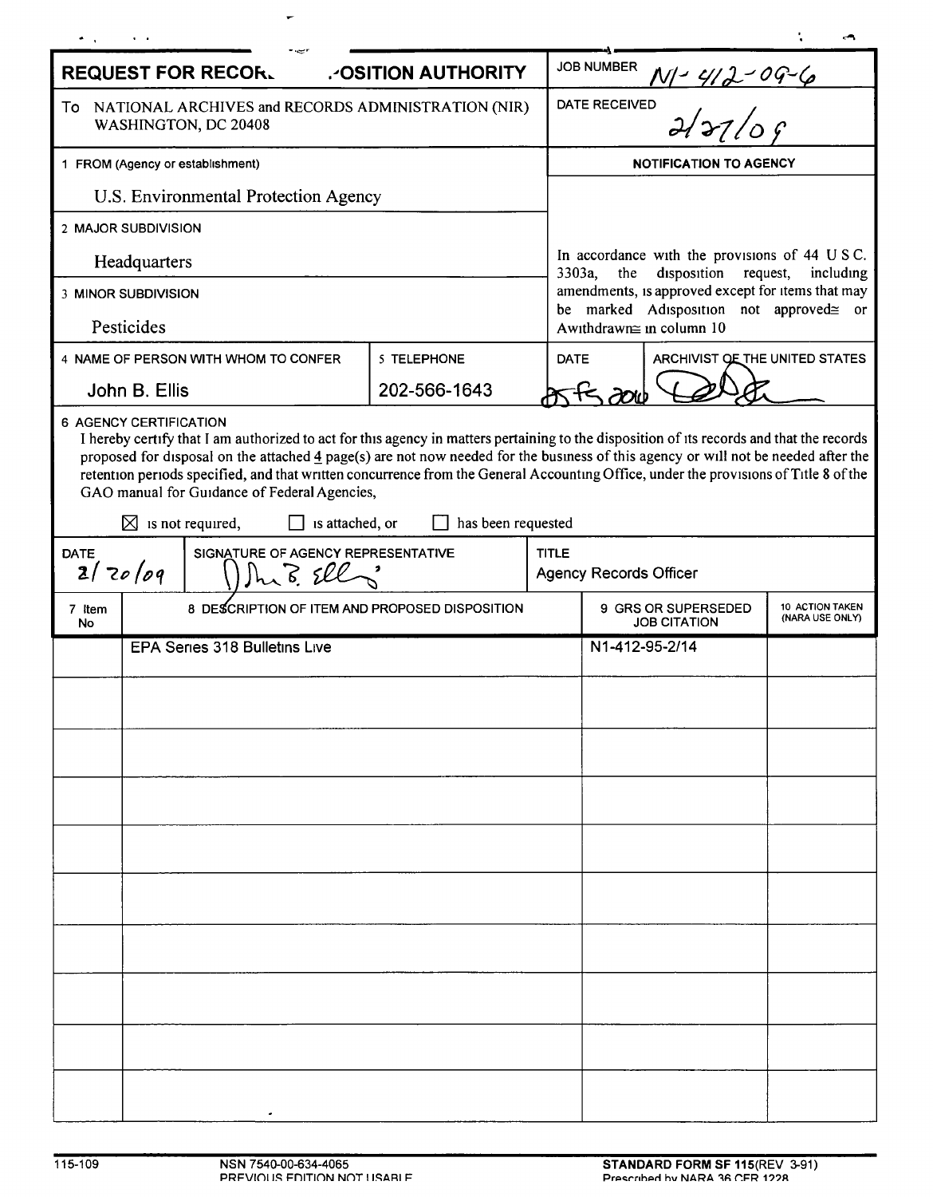# REQUEST FOR RECOR. .·OSITION AUTHORITY

| | |
|---|---|
| To NATIONAL ARCHIVES and RECORDS ADMINISTRATION (NIR) WASHINGTON, DC 20408 | JOB NUMBER N1-412-09-6 |
| | DATE RECEIVED 2/27/09 |

1 FROM (Agency or establishment)

U.S. Environmental Protection Agency

2 MAJOR SUBDIVISION

Headquarters

3 MINOR SUBDIVISION

Pesticides

4 NAME OF PERSON WITH WHOM TO CONFER: John B. Ellis

5 TELEPHONE: 202-566-1643

**NOTIFICATION TO AGENCY**

In accordance with the provisions of 44 U S C. 3303a, the disposition request, including amendments, is approved except for items that may be marked Adisposition not approved≅ or Awithdrawn≅ in column 10

DATE: 05 Feb 2010

ARCHIVIST OF THE UNITED STATES

6 AGENCY CERTIFICATION

I hereby certify that I am authorized to act for this agency in matters pertaining to the disposition of its records and that the records proposed for disposal on the attached 4 page(s) are not now needed for the business of this agency or will not be needed after the retention periods specified, and that written concurrence from the General Accounting Office, under the provisions of Title 8 of the GAO manual for Guidance of Federal Agencies,

☒ is not required, ☐ is attached, or ☐ has been requested

| DATE | SIGNATURE OF AGENCY REPRESENTATIVE | TITLE |
|---|---|---|
| 2/20/09 | John B. Ellis | Agency Records Officer |

| 7 Item No | 8 DESCRIPTION OF ITEM AND PROPOSED DISPOSITION | 9 GRS OR SUPERSEDED JOB CITATION | 10 ACTION TAKEN (NARA USE ONLY) |
|---|---|---|---|
| | EPA Series 318 Bulletins Live | N1-412-95-2/14 | |

115-109 NSN 7540-00-634-4065 PREVIOUS EDITION NOT USABLE

STANDARD FORM SF 115(REV 3-91) Prescribed by NARA 36 CFR 1228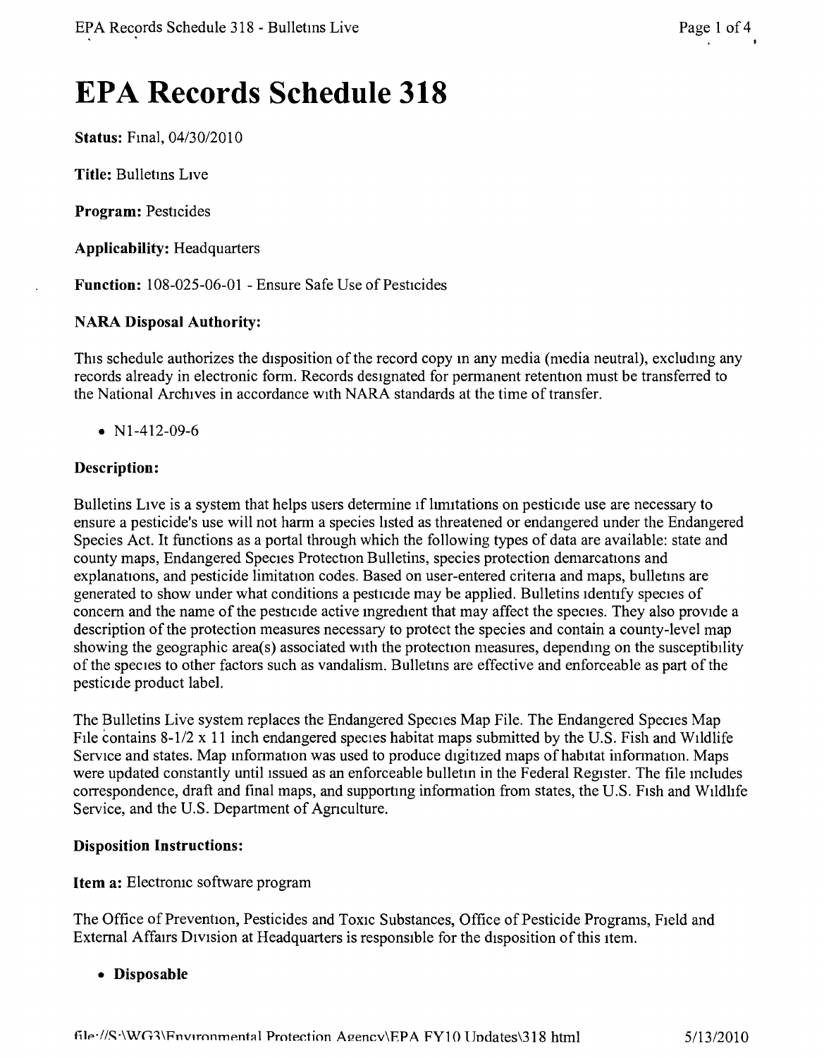# EPA Records Schedule 318

**Status:** Final, 04/30/2010

**Title:** Bulletins Live

**Program:** Pesticides

**Applicability:** Headquarters

**Function:** 108-025-06-01 - Ensure Safe Use of Pesticides

### NARA Disposal Authority:

This schedule authorizes the disposition of the record copy in any media (media neutral), excluding any records already in electronic form. Records designated for permanent retention must be transferred to the National Archives in accordance with NARA standards at the time of transfer.

- N1-412-09-6

### Description:

Bulletins Live is a system that helps users determine if limitations on pesticide use are necessary to ensure a pesticide's use will not harm a species listed as threatened or endangered under the Endangered Species Act. It functions as a portal through which the following types of data are available: state and county maps, Endangered Species Protection Bulletins, species protection demarcations and explanations, and pesticide limitation codes. Based on user-entered criteria and maps, bulletins are generated to show under what conditions a pesticide may be applied. Bulletins identify species of concern and the name of the pesticide active ingredient that may affect the species. They also provide a description of the protection measures necessary to protect the species and contain a county-level map showing the geographic area(s) associated with the protection measures, depending on the susceptibility of the species to other factors such as vandalism. Bulletins are effective and enforceable as part of the pesticide product label.

The Bulletins Live system replaces the Endangered Species Map File. The Endangered Species Map File contains 8-1/2 x 11 inch endangered species habitat maps submitted by the U.S. Fish and Wildlife Service and states. Map information was used to produce digitized maps of habitat information. Maps were updated constantly until issued as an enforceable bulletin in the Federal Register. The file includes correspondence, draft and final maps, and supporting information from states, the U.S. Fish and Wildlife Service, and the U.S. Department of Agriculture.

### Disposition Instructions:

**Item a:** Electronic software program

The Office of Prevention, Pesticides and Toxic Substances, Office of Pesticide Programs, Field and External Affairs Division at Headquarters is responsible for the disposition of this item.

- **Disposable**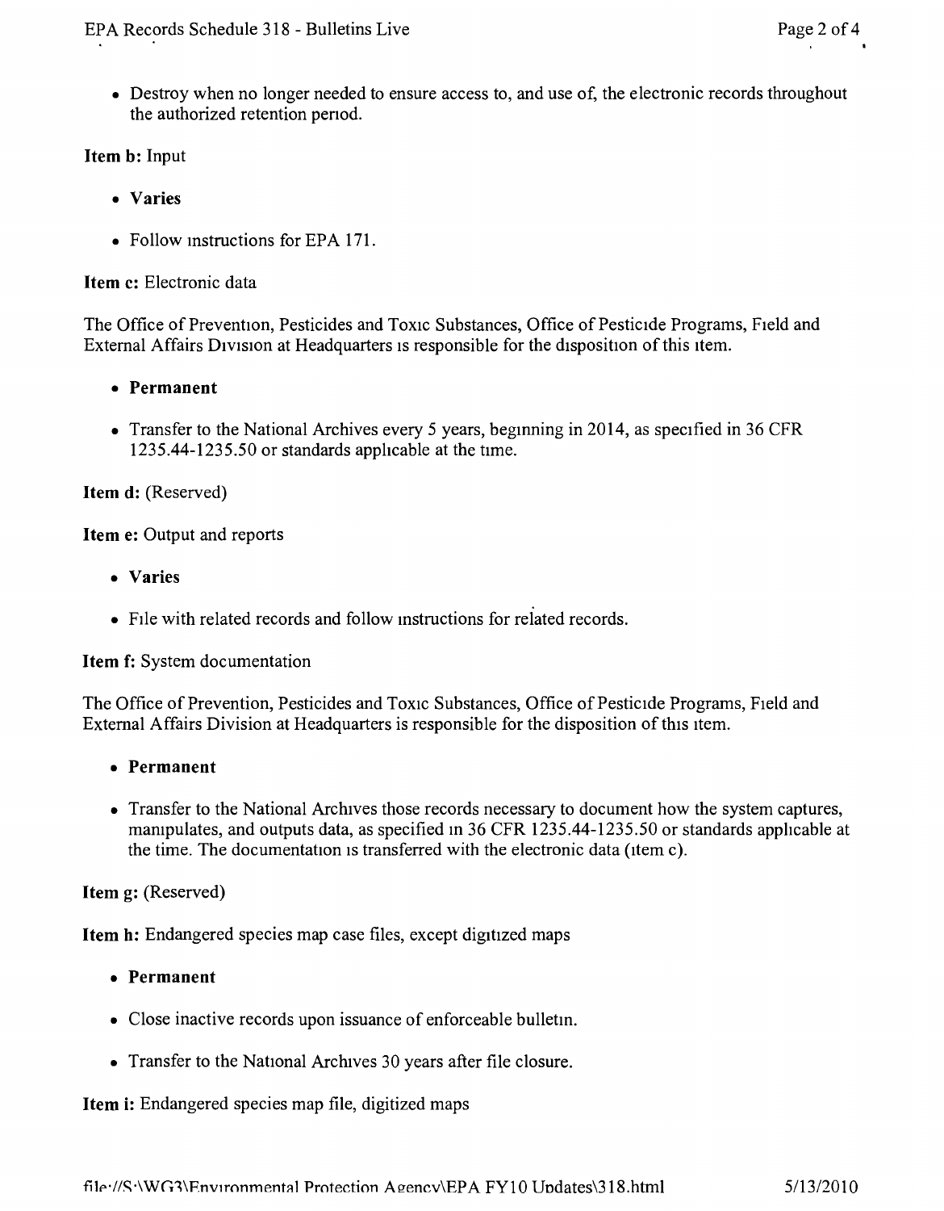- Destroy when no longer needed to ensure access to, and use of, the electronic records throughout the authorized retention period.

**Item b:** Input

- **Varies**
- Follow instructions for EPA 171.

**Item c:** Electronic data

The Office of Prevention, Pesticides and Toxic Substances, Office of Pesticide Programs, Field and External Affairs Division at Headquarters is responsible for the disposition of this item.

- **Permanent**
- Transfer to the National Archives every 5 years, beginning in 2014, as specified in 36 CFR 1235.44-1235.50 or standards applicable at the time.

**Item d:** (Reserved)

**Item e:** Output and reports

- **Varies**
- File with related records and follow instructions for related records.

**Item f:** System documentation

The Office of Prevention, Pesticides and Toxic Substances, Office of Pesticide Programs, Field and External Affairs Division at Headquarters is responsible for the disposition of this item.

- **Permanent**
- Transfer to the National Archives those records necessary to document how the system captures, manipulates, and outputs data, as specified in 36 CFR 1235.44-1235.50 or standards applicable at the time. The documentation is transferred with the electronic data (item c).

**Item g:** (Reserved)

**Item h:** Endangered species map case files, except digitized maps

- **Permanent**
- Close inactive records upon issuance of enforceable bulletin.
- Transfer to the National Archives 30 years after file closure.

**Item i:** Endangered species map file, digitized maps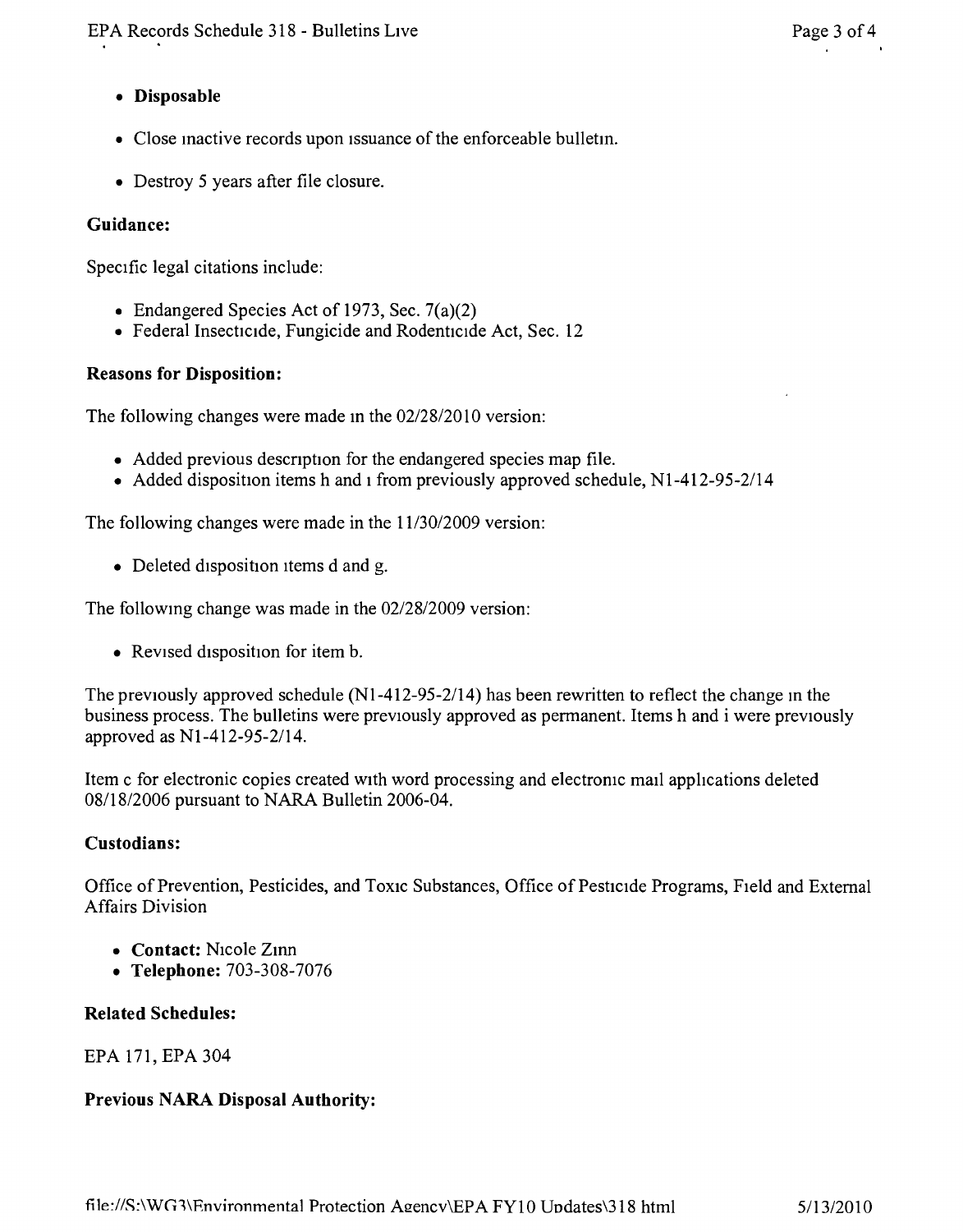- **Disposable**
- Close inactive records upon issuance of the enforceable bulletin.
- Destroy 5 years after file closure.

### Guidance:

Specific legal citations include:

- Endangered Species Act of 1973, Sec. 7(a)(2)
- Federal Insecticide, Fungicide and Rodenticide Act, Sec. 12

### Reasons for Disposition:

The following changes were made in the 02/28/2010 version:

- Added previous description for the endangered species map file.
- Added disposition items h and i from previously approved schedule, N1-412-95-2/14

The following changes were made in the 11/30/2009 version:

- Deleted disposition items d and g.

The following change was made in the 02/28/2009 version:

- Revised disposition for item b.

The previously approved schedule (N1-412-95-2/14) has been rewritten to reflect the change in the business process. The bulletins were previously approved as permanent. Items h and i were previously approved as N1-412-95-2/14.

Item c for electronic copies created with word processing and electronic mail applications deleted 08/18/2006 pursuant to NARA Bulletin 2006-04.

### Custodians:

Office of Prevention, Pesticides, and Toxic Substances, Office of Pesticide Programs, Field and External Affairs Division

- **Contact:** Nicole Zinn
- **Telephone:** 703-308-7076

### Related Schedules:

EPA 171, EPA 304

### Previous NARA Disposal Authority: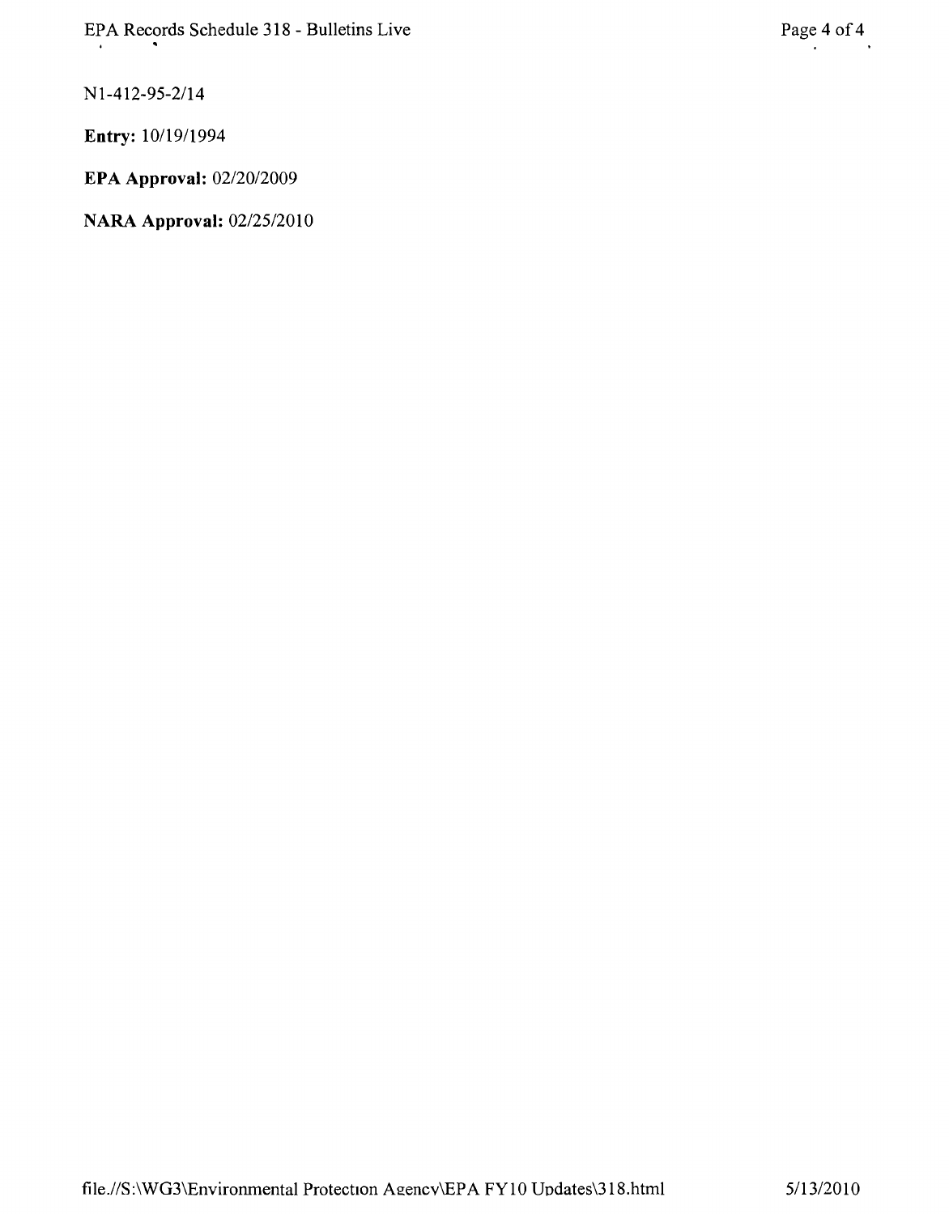N1-412-95-2/14

**Entry:** 10/19/1994

**EPA Approval:** 02/20/2009

**NARA Approval:** 02/25/2010